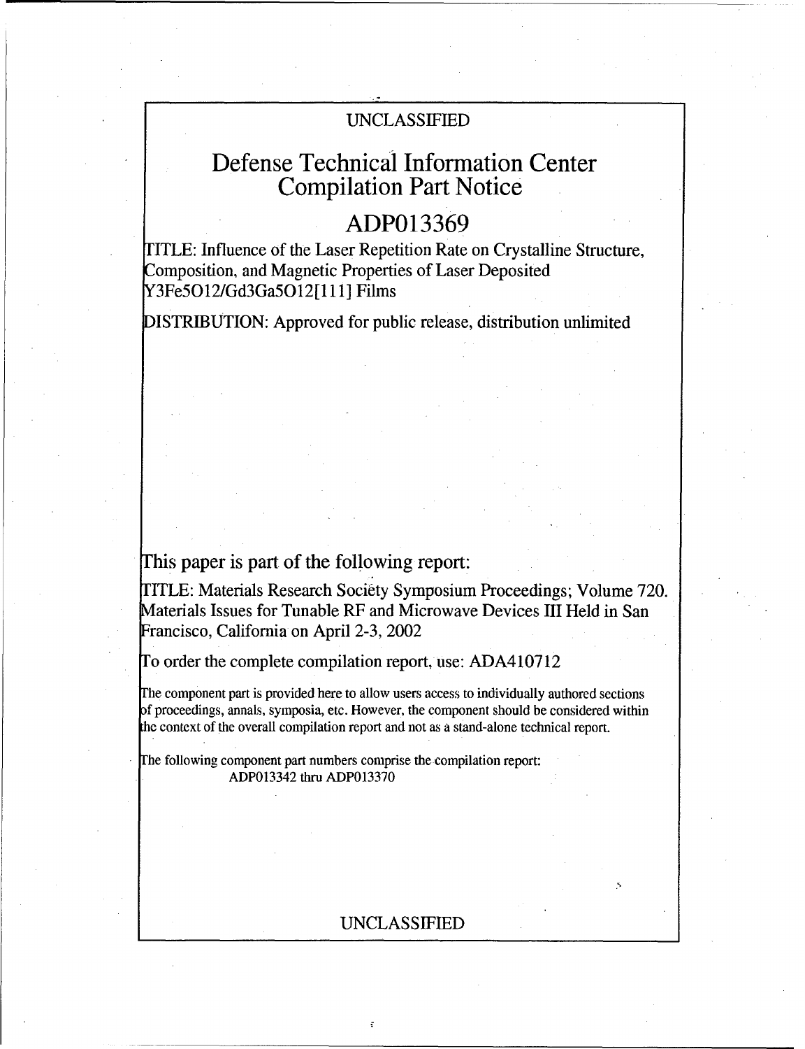UNCLASSIFIED

# Defense Technical Information Center Compilation Part Notice

## ADP013369

TITLE: Influence of the Laser Repetition Rate on Crystalline Structure, Composition, and Magnetic Properties of Laser Deposited $Y_3Fe_5O_{12}/Gd_3Ga_5O_{12}$[111] Films

DISTRIBUTION: Approved for public release, distribution unlimited

This paper is part of the following report:

TITLE: Materials Research Society Symposium Proceedings; Volume 720. Materials Issues for Tunable RF and Microwave Devices III Held in San Francisco, California on April 2-3, 2002

To order the complete compilation report, use: ADA410712

The component part is provided here to allow users access to individually authored sections of proceedings, annals, symposia, etc. However, the component should be considered within the context of the overall compilation report and not as a stand-alone technical report.

The following component part numbers comprise the compilation report:
ADP013342 thru ADP013370

UNCLASSIFIED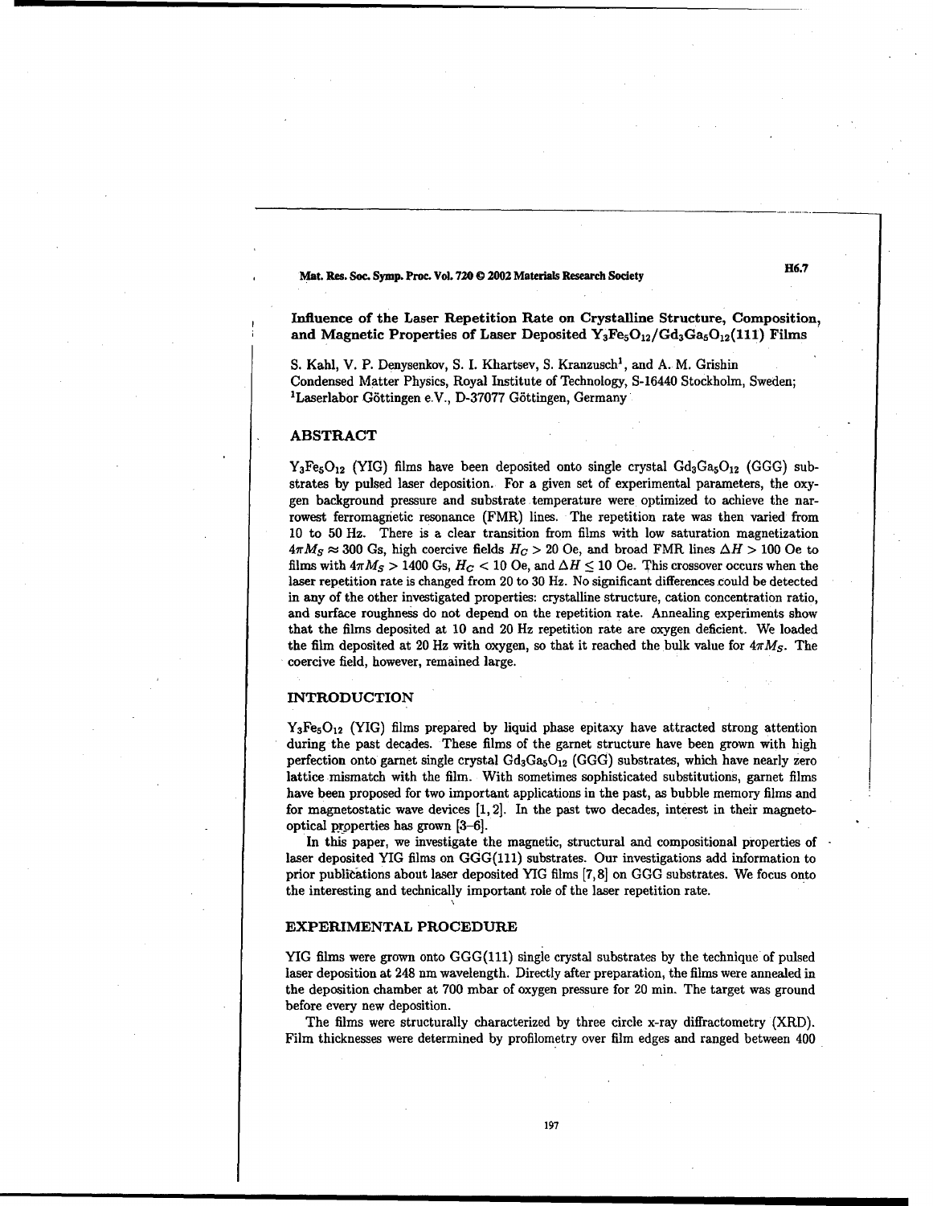# Influence of the Laser Repetition Rate on Crystalline Structure, Composition, and Magnetic Properties of Laser Deposited $Y_3Fe_5O_{12}/Gd_3Ga_5O_{12}(111)$ Films

S. Kahl, V. P. Denysenkov, S. I. Khartsev, S. Kranzusch[1], and A. M. Grishin

Condensed Matter Physics, Royal Institute of Technology, S-16440 Stockholm, Sweden;
[1]Laserlabor Göttingen e.V., D-37077 Göttingen, Germany

## ABSTRACT

$Y_3Fe_5O_{12}$ (YIG) films have been deposited onto single crystal $Gd_3Ga_5O_{12}$ (GGG) substrates by pulsed laser deposition. For a given set of experimental parameters, the oxygen background pressure and substrate temperature were optimized to achieve the narrowest ferromagnetic resonance (FMR) lines. The repetition rate was then varied from 10 to 50 Hz. There is a clear transition from films with low saturation magnetization $4\pi M_S \approx 300$ Gs, high coercive fields $H_C > 20$ Oe, and broad FMR lines $\Delta H > 100$ Oe to films with $4\pi M_S > 1400$ Gs, $H_C < 10$ Oe, and $\Delta H \leq 10$ Oe. This crossover occurs when the laser repetition rate is changed from 20 to 30 Hz. No significant differences could be detected in any of the other investigated properties: crystalline structure, cation concentration ratio, and surface roughness do not depend on the repetition rate. Annealing experiments show that the films deposited at 10 and 20 Hz repetition rate are oxygen deficient. We loaded the film deposited at 20 Hz with oxygen, so that it reached the bulk value for $4\pi M_S$. The coercive field, however, remained large.

## INTRODUCTION

$Y_3Fe_5O_{12}$ (YIG) films prepared by liquid phase epitaxy have attracted strong attention during the past decades. These films of the garnet structure have been grown with high perfection onto garnet single crystal $Gd_3Ga_5O_{12}$ (GGG) substrates, which have nearly zero lattice mismatch with the film. With sometimes sophisticated substitutions, garnet films have been proposed for two important applications in the past, as bubble memory films and for magnetostatic wave devices [1, 2]. In the past two decades, interest in their magneto-optical properties has grown [3–6].

In this paper, we investigate the magnetic, structural and compositional properties of laser deposited YIG films on GGG(111) substrates. Our investigations add information to prior publications about laser deposited YIG films [7, 8] on GGG substrates. We focus onto the interesting and technically important role of the laser repetition rate.

## EXPERIMENTAL PROCEDURE

YIG films were grown onto GGG(111) single crystal substrates by the technique of pulsed laser deposition at 248 nm wavelength. Directly after preparation, the films were annealed in the deposition chamber at 700 mbar of oxygen pressure for 20 min. The target was ground before every new deposition.

The films were structurally characterized by three circle x-ray diffractometry (XRD). Film thicknesses were determined by profilometry over film edges and ranged between 400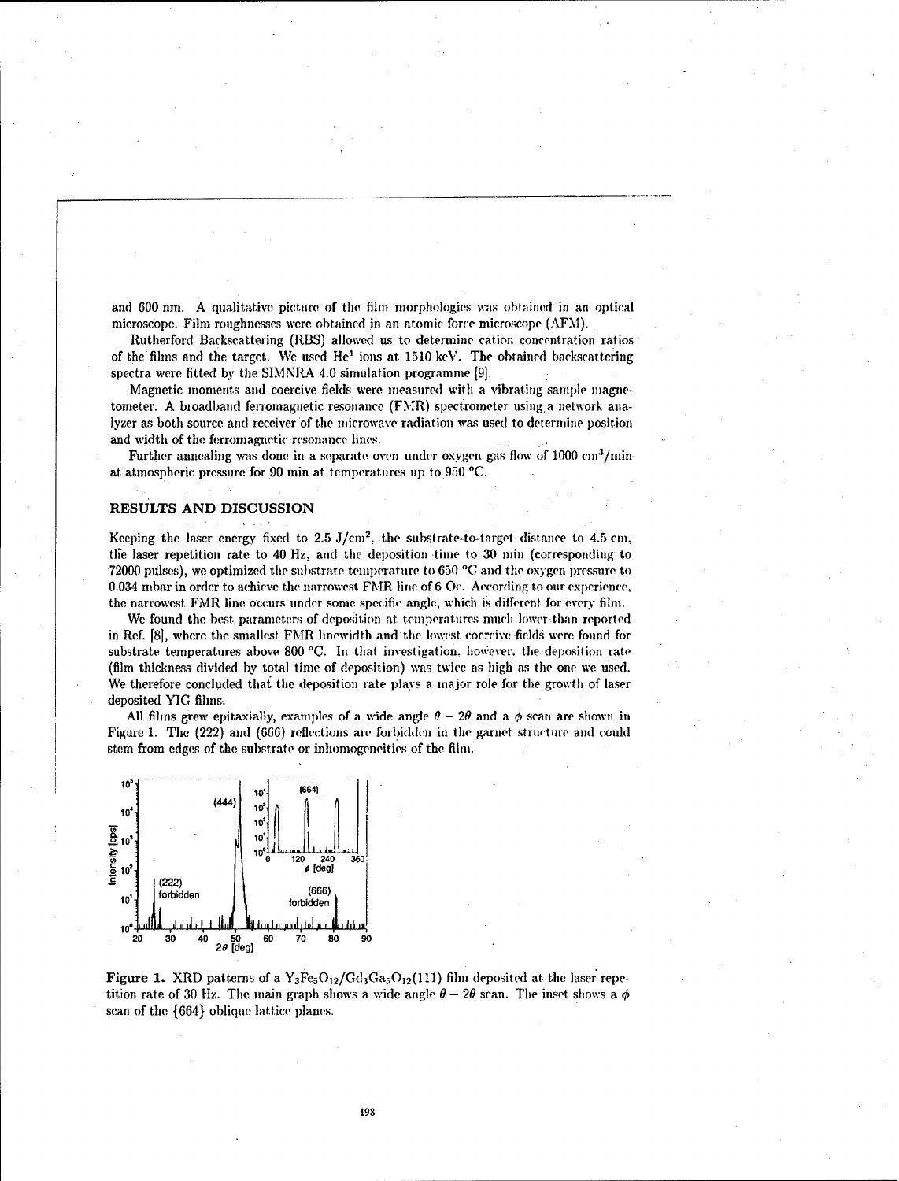and 600 nm. A qualitative picture of the film morphologies was obtained in an optical microscope. Film roughnesses were obtained in an atomic force microscope (AFM).

Rutherford Backscattering (RBS) allowed us to determine cation concentration ratios of the films and the target. We used $He^4$ ions at 1510 keV. The obtained backscattering spectra were fitted by the SIMNRA 4.0 simulation programme [9].

Magnetic moments and coercive fields were measured with a vibrating sample magnetometer. A broadband ferromagnetic resonance (FMR) spectrometer using a network analyzer as both source and receiver of the microwave radiation was used to determine position and width of the ferromagnetic resonance lines.

Further annealing was done in a separate oven under oxygen gas flow of 1000 $cm^3$/min at atmospheric pressure for 90 min at temperatures up to 950 °C.

## RESULTS AND DISCUSSION

Keeping the laser energy fixed to 2.5 J/$cm^2$, the substrate-to-target distance to 4.5 cm, the laser repetition rate to 40 Hz, and the deposition time to 30 min (corresponding to 72000 pulses), we optimized the substrate temperature to 650 °C and the oxygen pressure to 0.034 mbar in order to achieve the narrowest FMR line of 6 Oe. According to our experience, the narrowest FMR line occurs under some specific angle, which is different for every film.

We found the best parameters of deposition at temperatures much lower than reported in Ref. [8], where the smallest FMR linewidth and the lowest coercive fields were found for substrate temperatures above 800 °C. In that investigation, however, the deposition rate (film thickness divided by total time of deposition) was twice as high as the one we used. We therefore concluded that the deposition rate plays a major role for the growth of laser deposited YIG films.

All films grew epitaxially, examples of a wide angle $\theta - 2\theta$ and a $\phi$ scan are shown in Figure 1. The (222) and (666) reflections are forbidden in the garnet structure and could stem from edges of the substrate or inhomogeneities of the film.

**Figure 1.** XRD patterns of a $Y_3Fe_5O_{12}/Gd_3Ga_5O_{12}(111)$ film deposited at the laser repetition rate of 30 Hz. The main graph shows a wide angle $\theta - 2\theta$ scan. The inset shows a $\phi$ scan of the {664} oblique lattice planes.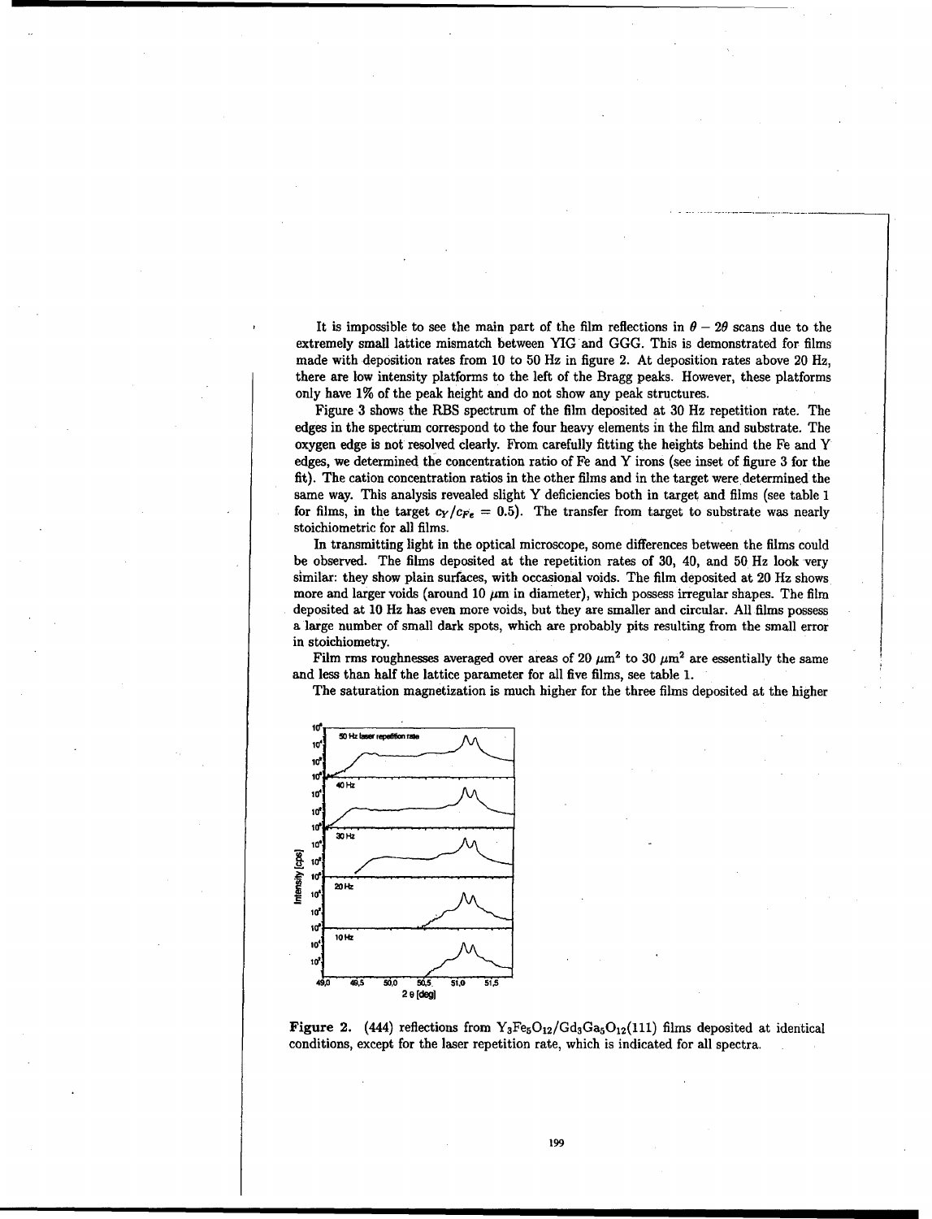It is impossible to see the main part of the film reflections in $\theta - 2\theta$ scans due to the extremely small lattice mismatch between YIG and GGG. This is demonstrated for films made with deposition rates from 10 to 50 Hz in figure 2. At deposition rates above 20 Hz, there are low intensity platforms to the left of the Bragg peaks. However, these platforms only have 1% of the peak height and do not show any peak structures.

Figure 3 shows the RBS spectrum of the film deposited at 30 Hz repetition rate. The edges in the spectrum correspond to the four heavy elements in the film and substrate. The oxygen edge is not resolved clearly. From carefully fitting the heights behind the Fe and Y edges, we determined the concentration ratio of Fe and Y irons (see inset of figure 3 for the fit). The cation concentration ratios in the other films and in the target were determined the same way. This analysis revealed slight Y deficiencies both in target and films (see table 1 for films, in the target $c_Y/c_{Fe} = 0.5$). The transfer from target to substrate was nearly stoichiometric for all films.

In transmitting light in the optical microscope, some differences between the films could be observed. The films deposited at the repetition rates of 30, 40, and 50 Hz look very similar: they show plain surfaces, with occasional voids. The film deposited at 20 Hz shows more and larger voids (around 10 $\mu$m in diameter), which possess irregular shapes. The film deposited at 10 Hz has even more voids, but they are smaller and circular. All films possess a large number of small dark spots, which are probably pits resulting from the small error in stoichiometry.

Film rms roughnesses averaged over areas of 20 $\mu m^2$ to 30 $\mu m^2$ are essentially the same and less than half the lattice parameter for all five films, see table 1.

The saturation magnetization is much higher for the three films deposited at the higher

**Figure 2.** (444) reflections from $Y_3Fe_5O_{12}/Gd_3Ga_5O_{12}(111)$ films deposited at identical conditions, except for the laser repetition rate, which is indicated for all spectra.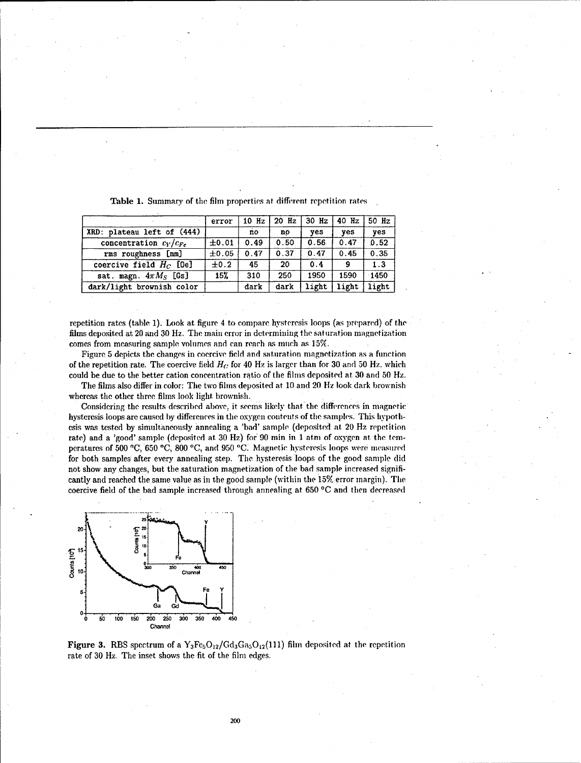**Table 1.** Summary of the film properties at different repetition rates

| | error | 10 Hz | 20 Hz | 30 Hz | 40 Hz | 50 Hz |
|---|---|---|---|---|---|---|
| XRD: plateau left of (444) | | no | no | yes | yes | yes |
| concentration $c_Y/c_{Fe}$ | $\pm0.01$ | 0.49 | 0.50 | 0.56 | 0.47 | 0.52 |
| rms roughness [nm] | $\pm0.05$ | 0.47 | 0.37 | 0.47 | 0.45 | 0.35 |
| coercive field $H_C$ [Oe] | $\pm0.2$ | 45 | 20 | 0.4 | 9 | 1.3 |
| sat. magn. $4\pi M_S$ [Gs] | 15% | 310 | 250 | 1950 | 1590 | 1450 |
| dark/light brownish color | | dark | dark | light | light | light |

repetition rates (table 1). Look at figure 4 to compare hysteresis loops (as prepared) of the films deposited at 20 and 30 Hz. The main error in determining the saturation magnetization comes from measuring sample volumes and can reach as much as 15%.

Figure 5 depicts the changes in coercive field and saturation magnetization as a function of the repetition rate. The coercive field $H_C$ for 40 Hz is larger than for 30 and 50 Hz, which could be due to the better cation concentration ratio of the films deposited at 30 and 50 Hz.

The films also differ in color: The two films deposited at 10 and 20 Hz look dark brownish whereas the other three films look light brownish.

Considering the results described above, it seems likely that the differences in magnetic hysteresis loops are caused by differences in the oxygen contents of the samples. This hypothesis was tested by simultaneously annealing a 'bad' sample (deposited at 20 Hz repetition rate) and a 'good' sample (deposited at 30 Hz) for 90 min in 1 atm of oxygen at the temperatures of 500 °C, 650 °C, 800 °C, and 950 °C. Magnetic hysteresis loops were measured for both samples after every annealing step. The hysteresis loops of the good sample did not show any changes, but the saturation magnetization of the bad sample increased significantly and reached the same value as in the good sample (within the 15% error margin). The coercive field of the bad sample increased through annealing at 650 °C and then decreased

**Figure 3.** RBS spectrum of a $Y_3Fe_5O_{12}/Gd_3Ga_5O_{12}(111)$ film deposited at the repetition rate of 30 Hz. The inset shows the fit of the film edges.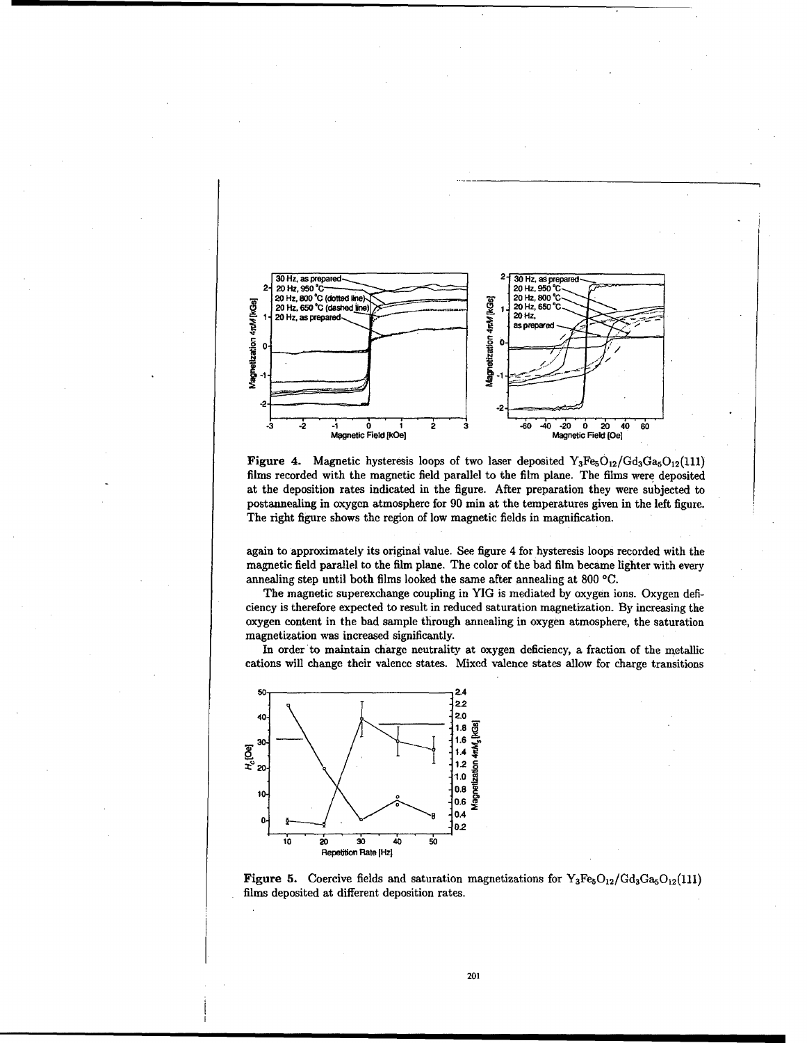**Figure 4.** Magnetic hysteresis loops of two laser deposited $Y_3Fe_5O_{12}/Gd_3Ga_5O_{12}(111)$ films recorded with the magnetic field parallel to the film plane. The films were deposited at the deposition rates indicated in the figure. After preparation they were subjected to postannealing in oxygen atmosphere for 90 min at the temperatures given in the left figure. The right figure shows the region of low magnetic fields in magnification.

again to approximately its original value. See figure 4 for hysteresis loops recorded with the magnetic field parallel to the film plane. The color of the bad film became lighter with every annealing step until both films looked the same after annealing at 800 °C.

The magnetic superexchange coupling in YIG is mediated by oxygen ions. Oxygen deficiency is therefore expected to result in reduced saturation magnetization. By increasing the oxygen content in the bad sample through annealing in oxygen atmosphere, the saturation magnetization was increased significantly.

In order to maintain charge neutrality at oxygen deficiency, a fraction of the metallic cations will change their valence states. Mixed valence states allow for charge transitions

**Figure 5.** Coercive fields and saturation magnetizations for $Y_3Fe_5O_{12}/Gd_3Ga_5O_{12}(111)$ films deposited at different deposition rates.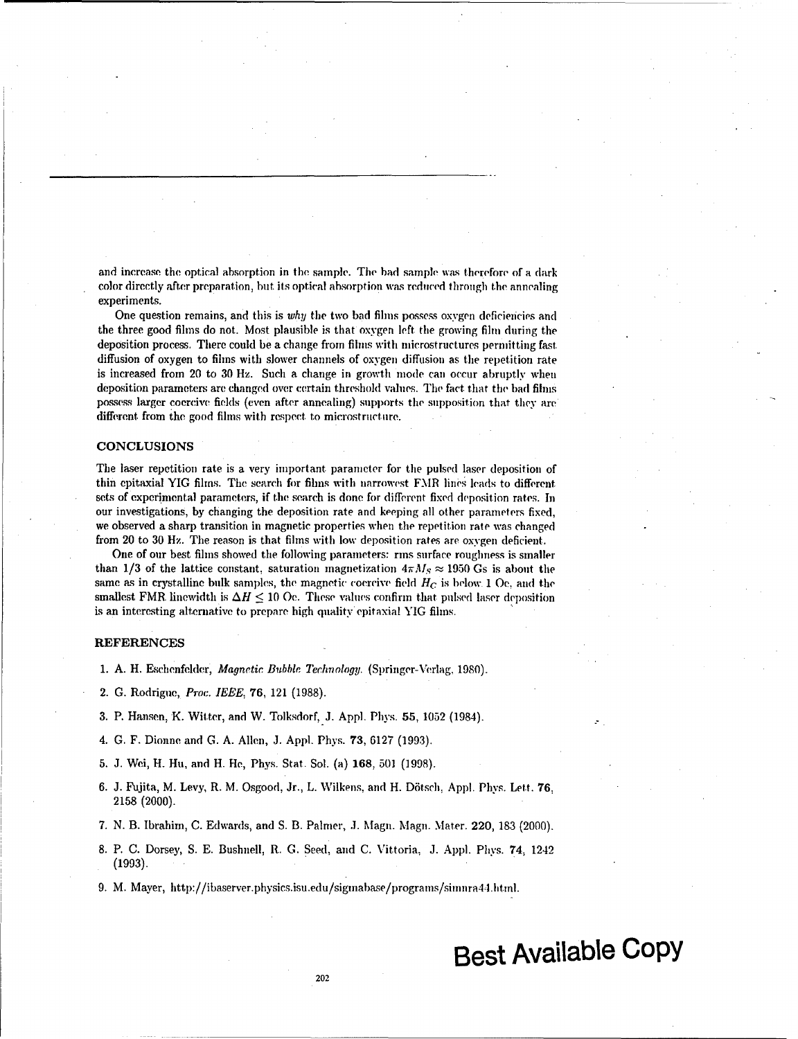and increase the optical absorption in the sample. The bad sample was therefore of a dark color directly after preparation, but its optical absorption was reduced through the annealing experiments.

One question remains, and this is *why* the two bad films possess oxygen deficiencies and the three good films do not. Most plausible is that oxygen left the growing film during the deposition process. There could be a change from films with microstructures permitting fast diffusion of oxygen to films with slower channels of oxygen diffusion as the repetition rate is increased from 20 to 30 Hz. Such a change in growth mode can occur abruptly when deposition parameters are changed over certain threshold values. The fact that the bad films possess larger coercive fields (even after annealing) supports the supposition that they are different from the good films with respect to microstructure.

## CONCLUSIONS

The laser repetition rate is a very important parameter for the pulsed laser deposition of thin epitaxial YIG films. The search for films with narrowest FMR lines leads to different sets of experimental parameters, if the search is done for different fixed deposition rates. In our investigations, by changing the deposition rate and keeping all other parameters fixed, we observed a sharp transition in magnetic properties when the repetition rate was changed from 20 to 30 Hz. The reason is that films with low deposition rates are oxygen deficient.

One of our best films showed the following parameters: rms surface roughness is smaller than 1/3 of the lattice constant, saturation magnetization $4\pi M_S \approx 1950$ Gs is about the same as in crystalline bulk samples, the magnetic coercive field $H_C$ is below 1 Oe, and the smallest FMR linewidth is $\Delta H \leq 10$ Oe. These values confirm that pulsed laser deposition is an interesting alternative to prepare high quality epitaxial YIG films.

## REFERENCES

1. A. H. Eschenfelder, *Magnetic Bubble Technology*. (Springer-Verlag, 1980).
2. G. Rodrigue, *Proc. IEEE*, **76**, 121 (1988).
3. P. Hansen, K. Witter, and W. Tolksdorf, J. Appl. Phys. **55**, 1052 (1984).
4. G. F. Dionne and G. A. Allen, J. Appl. Phys. **73**, 6127 (1993).
5. J. Wei, H. Hu, and H. He, Phys. Stat. Sol. (a) **168**, 501 (1998).
6. J. Fujita, M. Levy, R. M. Osgood, Jr., L. Wilkens, and H. Dötsch, Appl. Phys. Lett. **76**, 2158 (2000).
7. N. B. Ibrahim, C. Edwards, and S. B. Palmer, J. Magn. Magn. Mater. **220**, 183 (2000).
8. P. C. Dorsey, S. E. Bushnell, R. G. Seed, and C. Vittoria, J. Appl. Phys. **74**, 1242 (1993).
9. M. Mayer, http://ibaserver.physics.isu.edu/sigmabase/programs/simnra44.html.

**Best Available Copy**